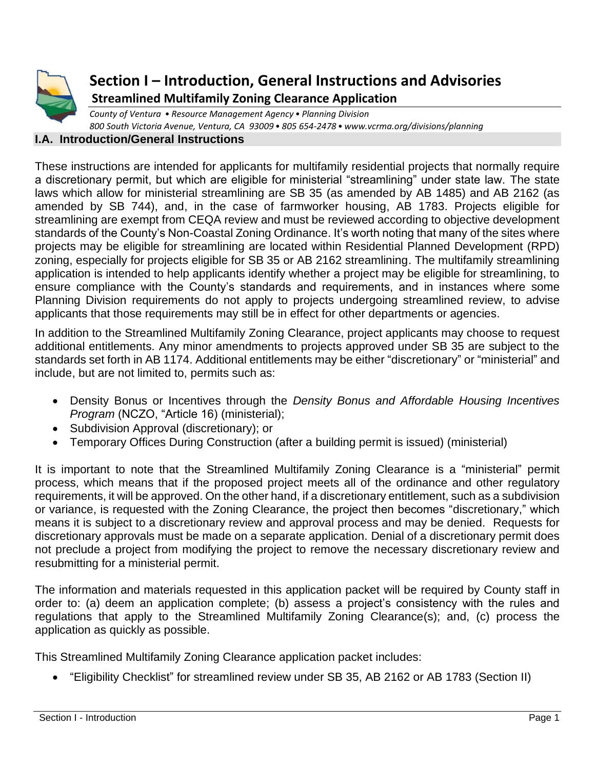# Section I – Introduction, General Instructions and Advisories

## Streamlined Multifamily Zoning Clearance Application

*County of Ventura • Resource Management Agency • Planning Division*
*800 South Victoria Avenue, Ventura, CA 93009 • 805 654-2478 • www.vcrma.org/divisions/planning*

### I.A. Introduction/General Instructions

These instructions are intended for applicants for multifamily residential projects that normally require a discretionary permit, but which are eligible for ministerial "streamlining" under state law. The state laws which allow for ministerial streamlining are SB 35 (as amended by AB 1485) and AB 2162 (as amended by SB 744), and, in the case of farmworker housing, AB 1783. Projects eligible for streamlining are exempt from CEQA review and must be reviewed according to objective development standards of the County's Non-Coastal Zoning Ordinance. It's worth noting that many of the sites where projects may be eligible for streamlining are located within Residential Planned Development (RPD) zoning, especially for projects eligible for SB 35 or AB 2162 streamlining. The multifamily streamlining application is intended to help applicants identify whether a project may be eligible for streamlining, to ensure compliance with the County's standards and requirements, and in instances where some Planning Division requirements do not apply to projects undergoing streamlined review, to advise applicants that those requirements may still be in effect for other departments or agencies.

In addition to the Streamlined Multifamily Zoning Clearance, project applicants may choose to request additional entitlements. Any minor amendments to projects approved under SB 35 are subject to the standards set forth in AB 1174. Additional entitlements may be either "discretionary" or "ministerial" and include, but are not limited to, permits such as:

- Density Bonus or Incentives through the *Density Bonus and Affordable Housing Incentives Program* (NCZO, "Article 16) (ministerial);
- Subdivision Approval (discretionary); or
- Temporary Offices During Construction (after a building permit is issued) (ministerial)

It is important to note that the Streamlined Multifamily Zoning Clearance is a "ministerial" permit process, which means that if the proposed project meets all of the ordinance and other regulatory requirements, it will be approved. On the other hand, if a discretionary entitlement, such as a subdivision or variance, is requested with the Zoning Clearance, the project then becomes "discretionary," which means it is subject to a discretionary review and approval process and may be denied. Requests for discretionary approvals must be made on a separate application. Denial of a discretionary permit does not preclude a project from modifying the project to remove the necessary discretionary review and resubmitting for a ministerial permit.

The information and materials requested in this application packet will be required by County staff in order to: (a) deem an application complete; (b) assess a project's consistency with the rules and regulations that apply to the Streamlined Multifamily Zoning Clearance(s); and, (c) process the application as quickly as possible.

This Streamlined Multifamily Zoning Clearance application packet includes:

- "Eligibility Checklist" for streamlined review under SB 35, AB 2162 or AB 1783 (Section II)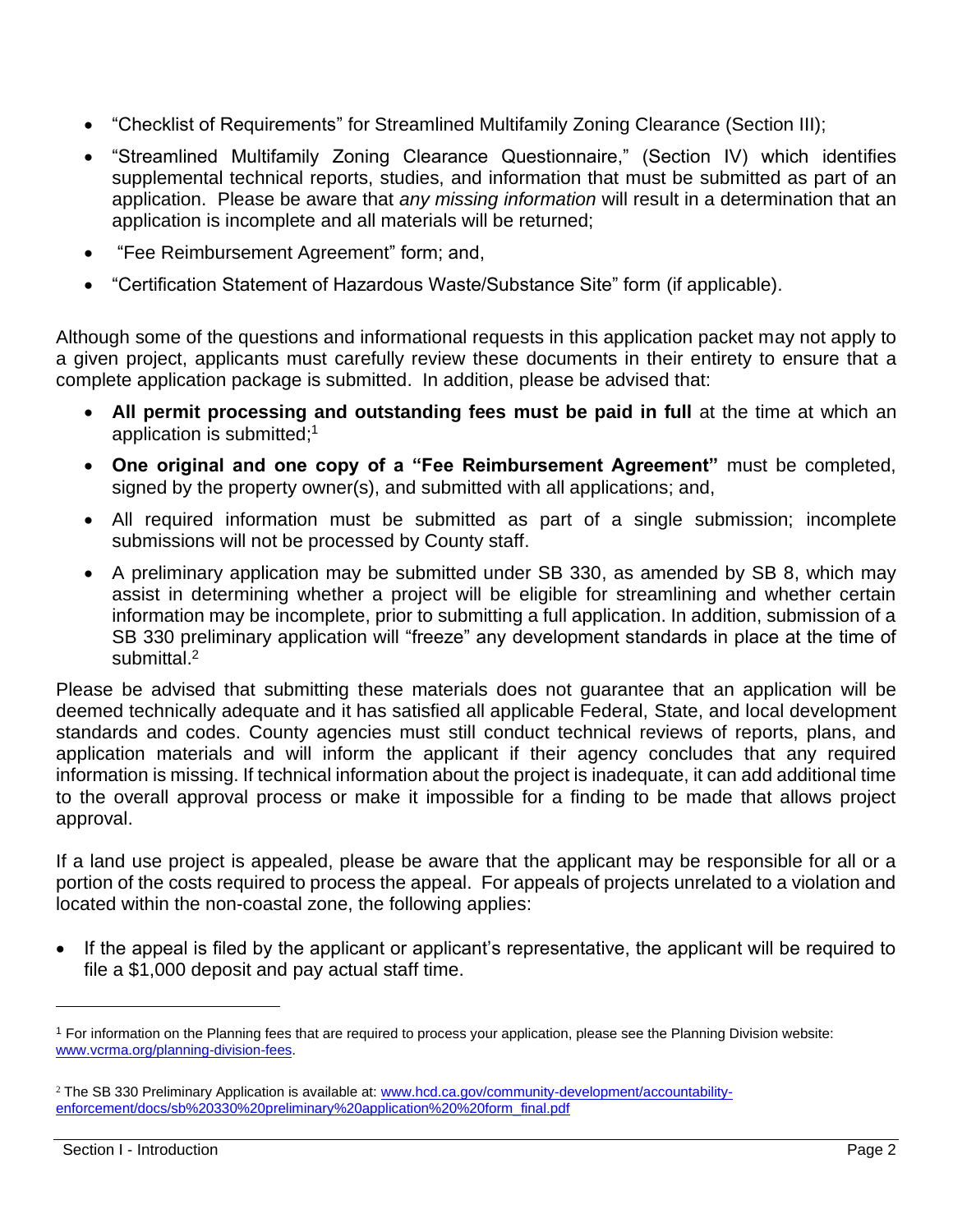- "Checklist of Requirements" for Streamlined Multifamily Zoning Clearance (Section III);
- "Streamlined Multifamily Zoning Clearance Questionnaire," (Section IV) which identifies supplemental technical reports, studies, and information that must be submitted as part of an application. Please be aware that *any missing information* will result in a determination that an application is incomplete and all materials will be returned;
- "Fee Reimbursement Agreement" form; and,
- "Certification Statement of Hazardous Waste/Substance Site" form (if applicable).

Although some of the questions and informational requests in this application packet may not apply to a given project, applicants must carefully review these documents in their entirety to ensure that a complete application package is submitted. In addition, please be advised that:

- **All permit processing and outstanding fees must be paid in full** at the time at which an application is submitted;[1]
- **One original and one copy of a "Fee Reimbursement Agreement"** must be completed, signed by the property owner(s), and submitted with all applications; and,
- All required information must be submitted as part of a single submission; incomplete submissions will not be processed by County staff.
- A preliminary application may be submitted under SB 330, as amended by SB 8, which may assist in determining whether a project will be eligible for streamlining and whether certain information may be incomplete, prior to submitting a full application. In addition, submission of a SB 330 preliminary application will "freeze" any development standards in place at the time of submittal.[2]

Please be advised that submitting these materials does not guarantee that an application will be deemed technically adequate and it has satisfied all applicable Federal, State, and local development standards and codes. County agencies must still conduct technical reviews of reports, plans, and application materials and will inform the applicant if their agency concludes that any required information is missing. If technical information about the project is inadequate, it can add additional time to the overall approval process or make it impossible for a finding to be made that allows project approval.

If a land use project is appealed, please be aware that the applicant may be responsible for all or a portion of the costs required to process the appeal. For appeals of projects unrelated to a violation and located within the non-coastal zone, the following applies:

- If the appeal is filed by the applicant or applicant's representative, the applicant will be required to file a $1,000 deposit and pay actual staff time.

---

[1] For information on the Planning fees that are required to process your application, please see the Planning Division website: www.vcrma.org/planning-division-fees.

[2] The SB 330 Preliminary Application is available at: www.hcd.ca.gov/community-development/accountability-enforcement/docs/sb%20330%20preliminary%20application%20%20form_final.pdf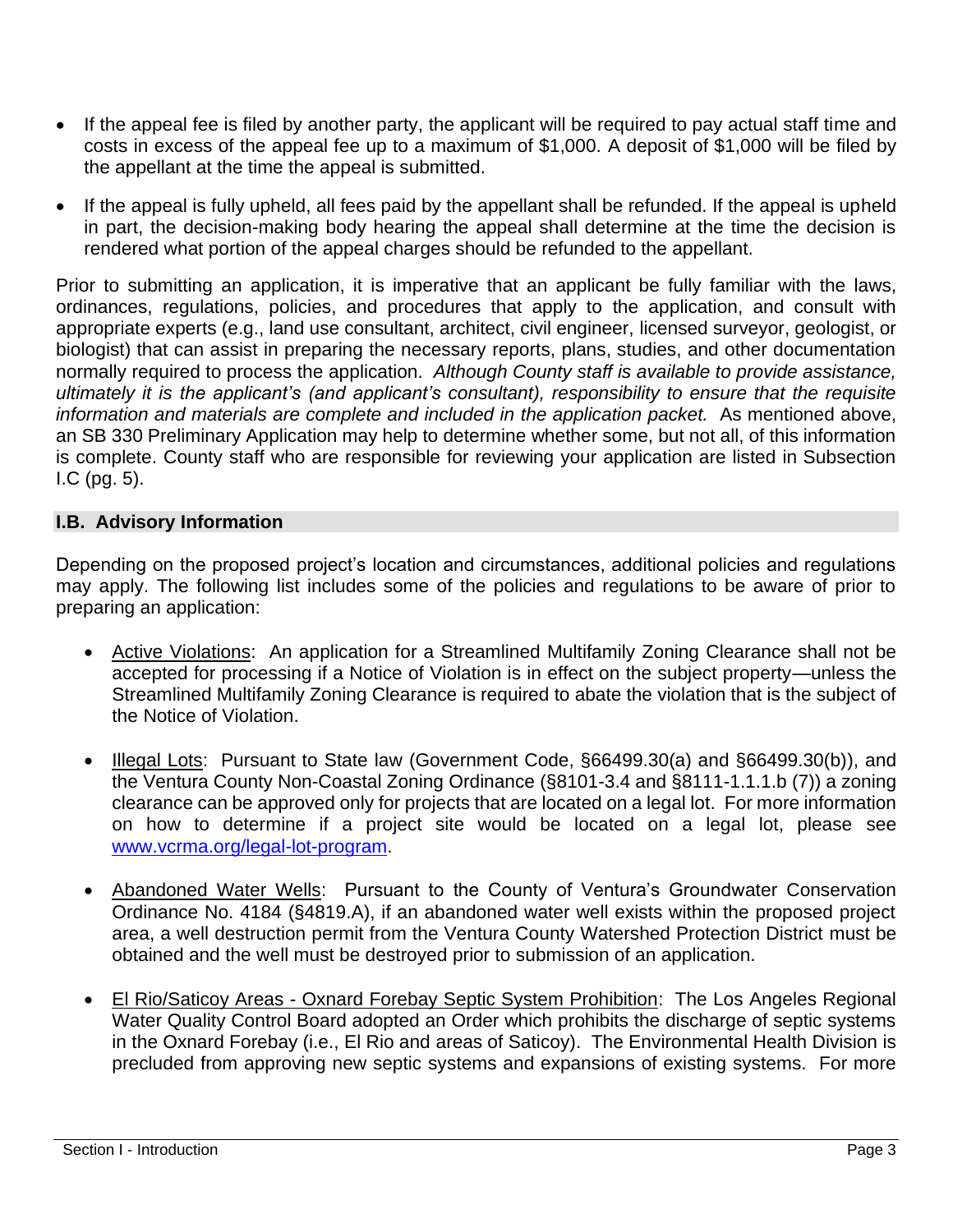- If the appeal fee is filed by another party, the applicant will be required to pay actual staff time and costs in excess of the appeal fee up to a maximum of $1,000. A deposit of $1,000 will be filed by the appellant at the time the appeal is submitted.
- If the appeal is fully upheld, all fees paid by the appellant shall be refunded. If the appeal is upheld in part, the decision-making body hearing the appeal shall determine at the time the decision is rendered what portion of the appeal charges should be refunded to the appellant.

Prior to submitting an application, it is imperative that an applicant be fully familiar with the laws, ordinances, regulations, policies, and procedures that apply to the application, and consult with appropriate experts (e.g., land use consultant, architect, civil engineer, licensed surveyor, geologist, or biologist) that can assist in preparing the necessary reports, plans, studies, and other documentation normally required to process the application. *Although County staff is available to provide assistance, ultimately it is the applicant's (and applicant's consultant), responsibility to ensure that the requisite information and materials are complete and included in the application packet.* As mentioned above, an SB 330 Preliminary Application may help to determine whether some, but not all, of this information is complete. County staff who are responsible for reviewing your application are listed in Subsection I.C (pg. 5).

## I.B. Advisory Information

Depending on the proposed project's location and circumstances, additional policies and regulations may apply. The following list includes some of the policies and regulations to be aware of prior to preparing an application:

- Active Violations: An application for a Streamlined Multifamily Zoning Clearance shall not be accepted for processing if a Notice of Violation is in effect on the subject property—unless the Streamlined Multifamily Zoning Clearance is required to abate the violation that is the subject of the Notice of Violation.
- Illegal Lots: Pursuant to State law (Government Code, §66499.30(a) and §66499.30(b)), and the Ventura County Non-Coastal Zoning Ordinance (§8101-3.4 and §8111-1.1.1.b (7)) a zoning clearance can be approved only for projects that are located on a legal lot. For more information on how to determine if a project site would be located on a legal lot, please see [www.vcrma.org/legal-lot-program](www.vcrma.org/legal-lot-program).
- Abandoned Water Wells: Pursuant to the County of Ventura's Groundwater Conservation Ordinance No. 4184 (§4819.A), if an abandoned water well exists within the proposed project area, a well destruction permit from the Ventura County Watershed Protection District must be obtained and the well must be destroyed prior to submission of an application.
- El Rio/Saticoy Areas - Oxnard Forebay Septic System Prohibition: The Los Angeles Regional Water Quality Control Board adopted an Order which prohibits the discharge of septic systems in the Oxnard Forebay (i.e., El Rio and areas of Saticoy). The Environmental Health Division is precluded from approving new septic systems and expansions of existing systems. For more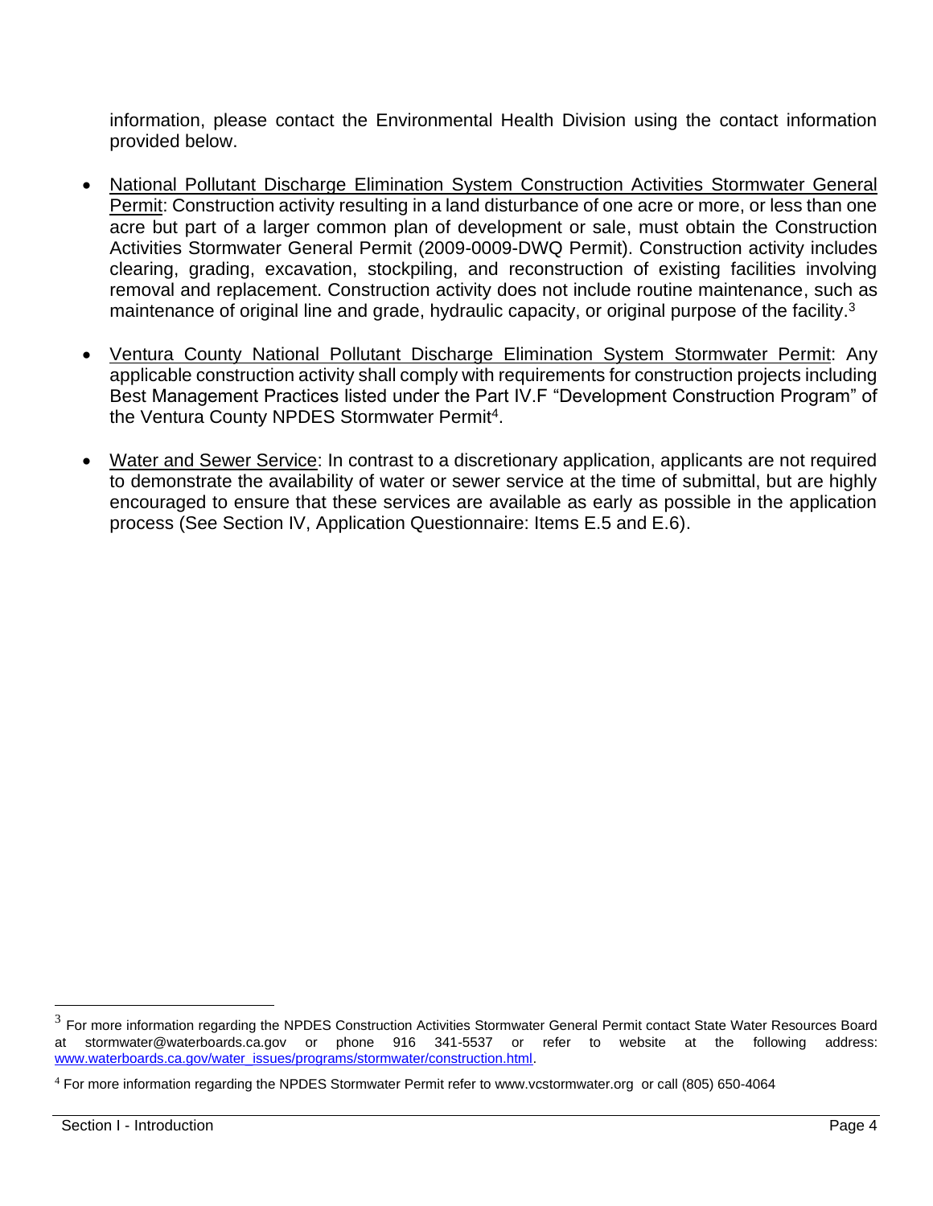information, please contact the Environmental Health Division using the contact information provided below.

- National Pollutant Discharge Elimination System Construction Activities Stormwater General Permit: Construction activity resulting in a land disturbance of one acre or more, or less than one acre but part of a larger common plan of development or sale, must obtain the Construction Activities Stormwater General Permit (2009-0009-DWQ Permit). Construction activity includes clearing, grading, excavation, stockpiling, and reconstruction of existing facilities involving removal and replacement. Construction activity does not include routine maintenance, such as maintenance of original line and grade, hydraulic capacity, or original purpose of the facility.[3]

- Ventura County National Pollutant Discharge Elimination System Stormwater Permit: Any applicable construction activity shall comply with requirements for construction projects including Best Management Practices listed under the Part IV.F "Development Construction Program" of the Ventura County NPDES Stormwater Permit[4].

- Water and Sewer Service: In contrast to a discretionary application, applicants are not required to demonstrate the availability of water or sewer service at the time of submittal, but are highly encouraged to ensure that these services are available as early as possible in the application process (See Section IV, Application Questionnaire: Items E.5 and E.6).

---

[3] For more information regarding the NPDES Construction Activities Stormwater General Permit contact State Water Resources Board at stormwater@waterboards.ca.gov or phone 916 341-5537 or refer to website at the following address: www.waterboards.ca.gov/water_issues/programs/stormwater/construction.html.

[4] For more information regarding the NPDES Stormwater Permit refer to www.vcstormwater.org or call (805) 650-4064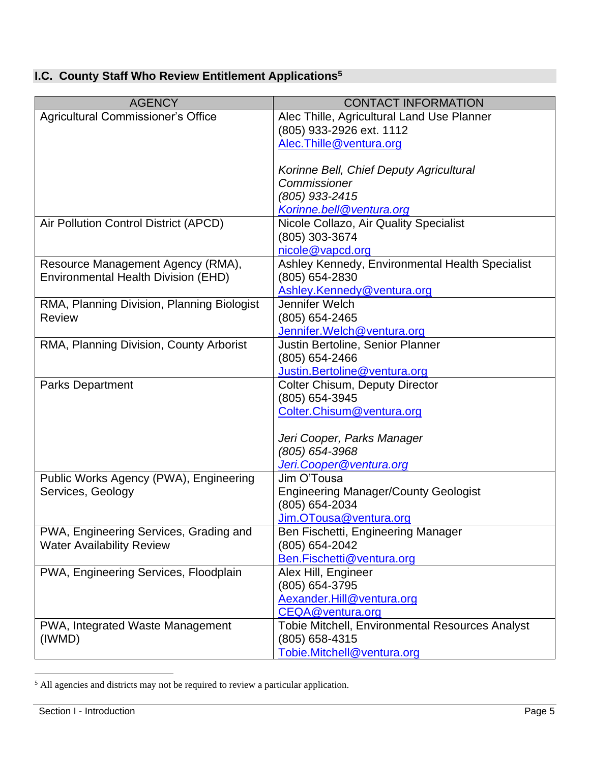## I.C. County Staff Who Review Entitlement Applications[5]

| AGENCY | CONTACT INFORMATION |
|---|---|
| Agricultural Commissioner's Office | Alec Thille, Agricultural Land Use Planner<br>(805) 933-2926 ext. 1112<br>Alec.Thille@ventura.org<br><br>*Korinne Bell, Chief Deputy Agricultural Commissioner*<br>*(805) 933-2415*<br>*Korinne.bell@ventura.org* |
| Air Pollution Control District (APCD) | Nicole Collazo, Air Quality Specialist<br>(805) 303-3674<br>nicole@vapcd.org |
| Resource Management Agency (RMA), Environmental Health Division (EHD) | Ashley Kennedy, Environmental Health Specialist<br>(805) 654-2830<br>Ashley.Kennedy@ventura.org |
| RMA, Planning Division, Planning Biologist Review | Jennifer Welch<br>(805) 654-2465<br>Jennifer.Welch@ventura.org |
| RMA, Planning Division, County Arborist | Justin Bertoline, Senior Planner<br>(805) 654-2466<br>Justin.Bertoline@ventura.org |
| Parks Department | Colter Chisum, Deputy Director<br>(805) 654-3945<br>Colter.Chisum@ventura.org<br><br>*Jeri Cooper, Parks Manager*<br>*(805) 654-3968*<br>*Jeri.Cooper@ventura.org* |
| Public Works Agency (PWA), Engineering Services, Geology | Jim O'Tousa<br>Engineering Manager/County Geologist<br>(805) 654-2034<br>Jim.OTousa@ventura.org |
| PWA, Engineering Services, Grading and Water Availability Review | Ben Fischetti, Engineering Manager<br>(805) 654-2042<br>Ben.Fischetti@ventura.org |
| PWA, Engineering Services, Floodplain | Alex Hill, Engineer<br>(805) 654-3795<br>Aexander.Hill@ventura.org<br>CEQA@ventura.org |
| PWA, Integrated Waste Management (IWMD) | Tobie Mitchell, Environmental Resources Analyst<br>(805) 658-4315<br>Tobie.Mitchell@ventura.org |

[5] All agencies and districts may not be required to review a particular application.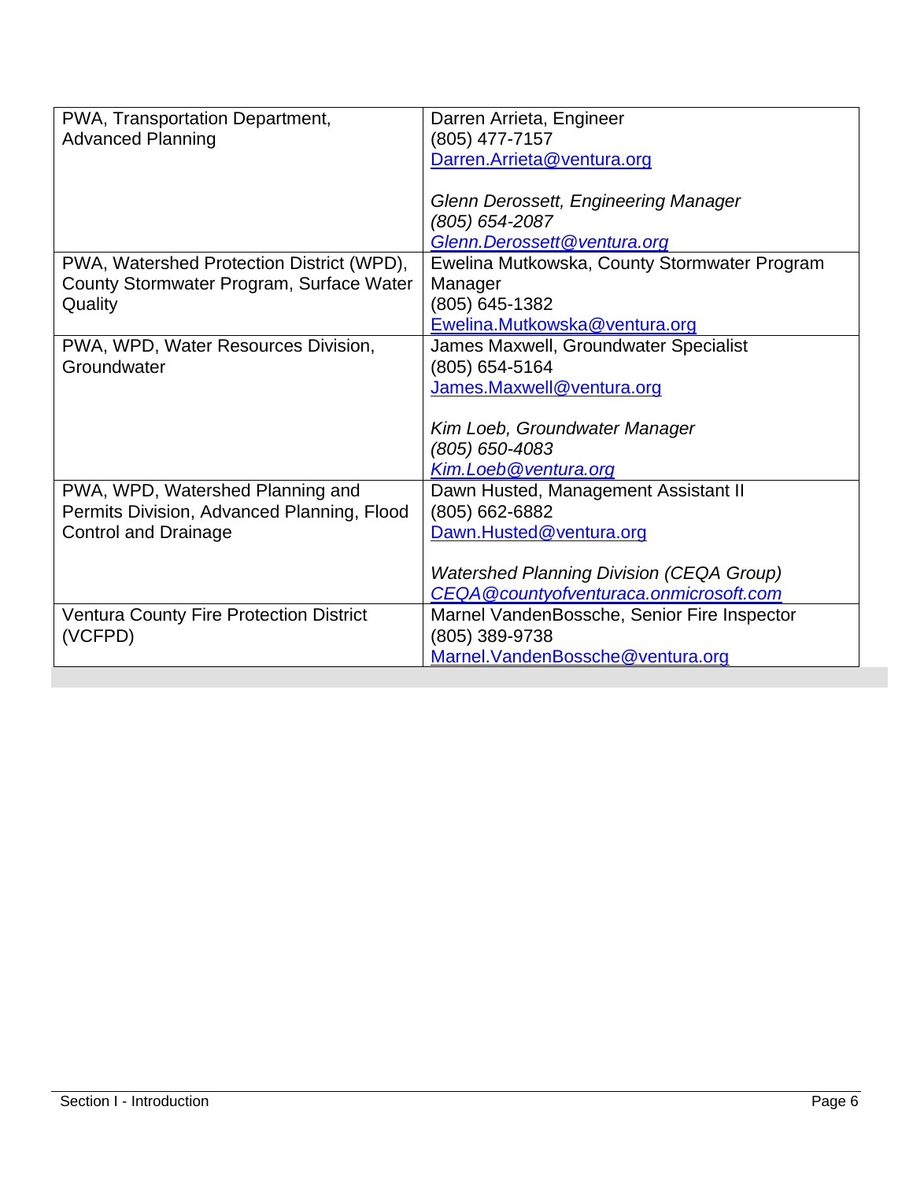| | |
|---|---|
| PWA, Transportation Department, Advanced Planning | Darren Arrieta, Engineer<br>(805) 477-7157<br>Darren.Arrieta@ventura.org<br><br>*Glenn Derossett, Engineering Manager*<br>*(805) 654-2087*<br>*Glenn.Derossett@ventura.org* |
| PWA, Watershed Protection District (WPD), County Stormwater Program, Surface Water Quality | Ewelina Mutkowska, County Stormwater Program Manager<br>(805) 645-1382<br>Ewelina.Mutkowska@ventura.org |
| PWA, WPD, Water Resources Division, Groundwater | James Maxwell, Groundwater Specialist<br>(805) 654-5164<br>James.Maxwell@ventura.org<br><br>*Kim Loeb, Groundwater Manager*<br>*(805) 650-4083*<br>*Kim.Loeb@ventura.org* |
| PWA, WPD, Watershed Planning and Permits Division, Advanced Planning, Flood Control and Drainage | Dawn Husted, Management Assistant II<br>(805) 662-6882<br>Dawn.Husted@ventura.org<br><br>*Watershed Planning Division (CEQA Group)*<br>*CEQA@countyofventuraca.onmicrosoft.com* |
| Ventura County Fire Protection District (VCFPD) | Marnel VandenBossche, Senior Fire Inspector<br>(805) 389-9738<br>Marnel.VandenBossche@ventura.org |